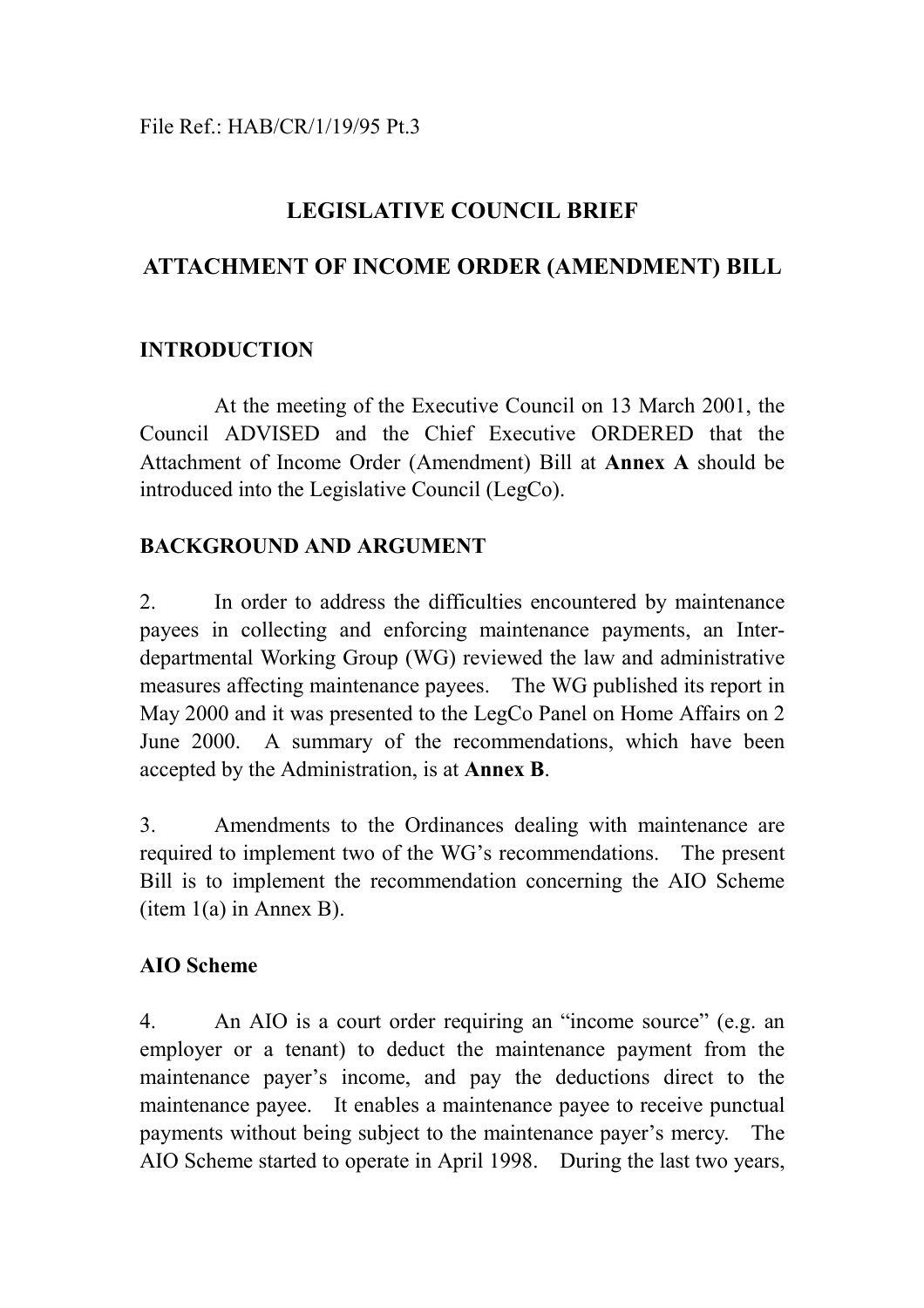File Ref.: HAB/CR/1/19/95 Pt.3

# LEGISLATIVE COUNCIL BRIEF

# ATTACHMENT OF INCOME ORDER (AMENDMENT) BILL

## INTRODUCTION

At the meeting of the Executive Council on 13 March 2001, the Council ADVISED and the Chief Executive ORDERED that the Attachment of Income Order (Amendment) Bill at **Annex A** should be introduced into the Legislative Council (LegCo).

## BACKGROUND AND ARGUMENT

2. In order to address the difficulties encountered by maintenance payees in collecting and enforcing maintenance payments, an Inter-departmental Working Group (WG) reviewed the law and administrative measures affecting maintenance payees. The WG published its report in May 2000 and it was presented to the LegCo Panel on Home Affairs on 2 June 2000. A summary of the recommendations, which have been accepted by the Administration, is at **Annex B**.

3. Amendments to the Ordinances dealing with maintenance are required to implement two of the WG's recommendations. The present Bill is to implement the recommendation concerning the AIO Scheme (item 1(a) in Annex B).

### AIO Scheme

4. An AIO is a court order requiring an "income source" (e.g. an employer or a tenant) to deduct the maintenance payment from the maintenance payer's income, and pay the deductions direct to the maintenance payee. It enables a maintenance payee to receive punctual payments without being subject to the maintenance payer's mercy. The AIO Scheme started to operate in April 1998. During the last two years,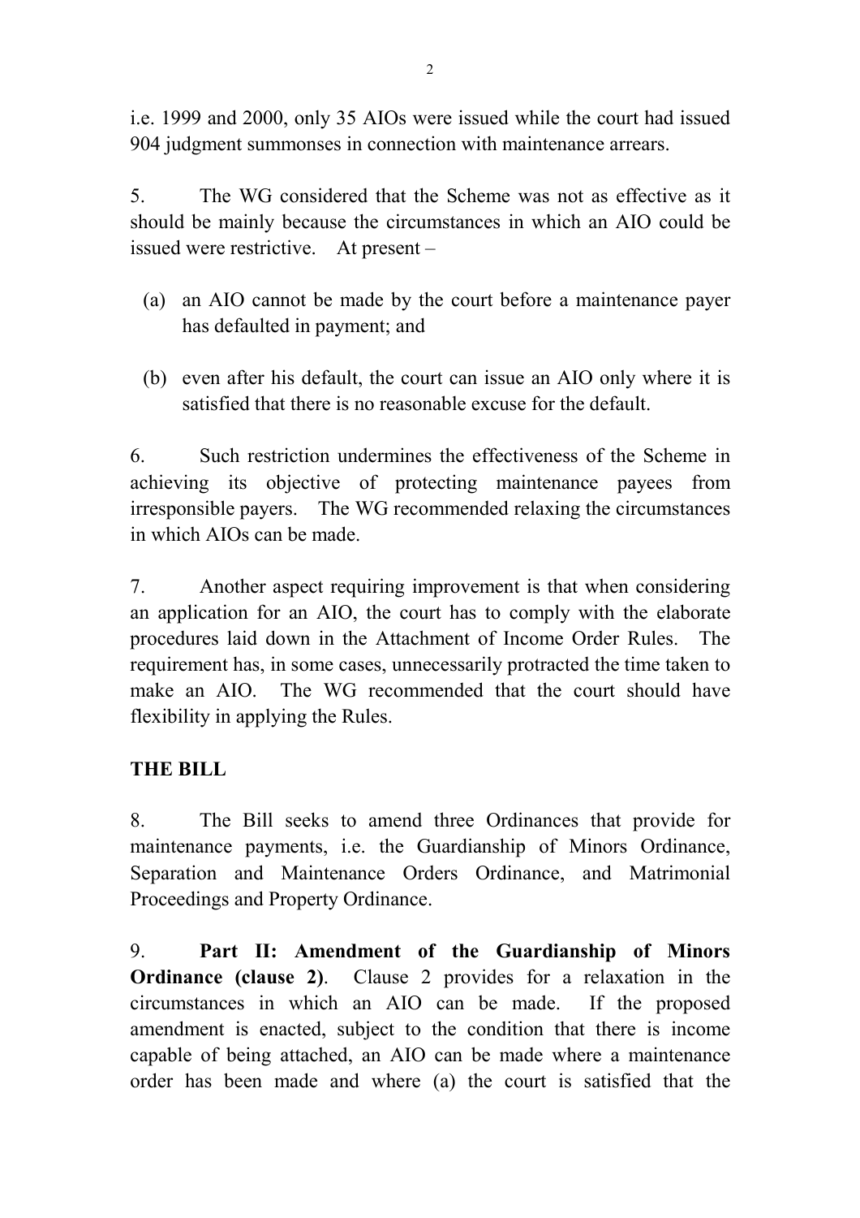i.e. 1999 and 2000, only 35 AIOs were issued while the court had issued 904 judgment summonses in connection with maintenance arrears.

5. The WG considered that the Scheme was not as effective as it should be mainly because the circumstances in which an AIO could be issued were restrictive. At present –

(a) an AIO cannot be made by the court before a maintenance payer has defaulted in payment; and

(b) even after his default, the court can issue an AIO only where it is satisfied that there is no reasonable excuse for the default.

6. Such restriction undermines the effectiveness of the Scheme in achieving its objective of protecting maintenance payees from irresponsible payers. The WG recommended relaxing the circumstances in which AIOs can be made.

7. Another aspect requiring improvement is that when considering an application for an AIO, the court has to comply with the elaborate procedures laid down in the Attachment of Income Order Rules. The requirement has, in some cases, unnecessarily protracted the time taken to make an AIO. The WG recommended that the court should have flexibility in applying the Rules.

**THE BILL**

8. The Bill seeks to amend three Ordinances that provide for maintenance payments, i.e. the Guardianship of Minors Ordinance, Separation and Maintenance Orders Ordinance, and Matrimonial Proceedings and Property Ordinance.

9. **Part II: Amendment of the Guardianship of Minors Ordinance (clause 2)**. Clause 2 provides for a relaxation in the circumstances in which an AIO can be made. If the proposed amendment is enacted, subject to the condition that there is income capable of being attached, an AIO can be made where a maintenance order has been made and where (a) the court is satisfied that the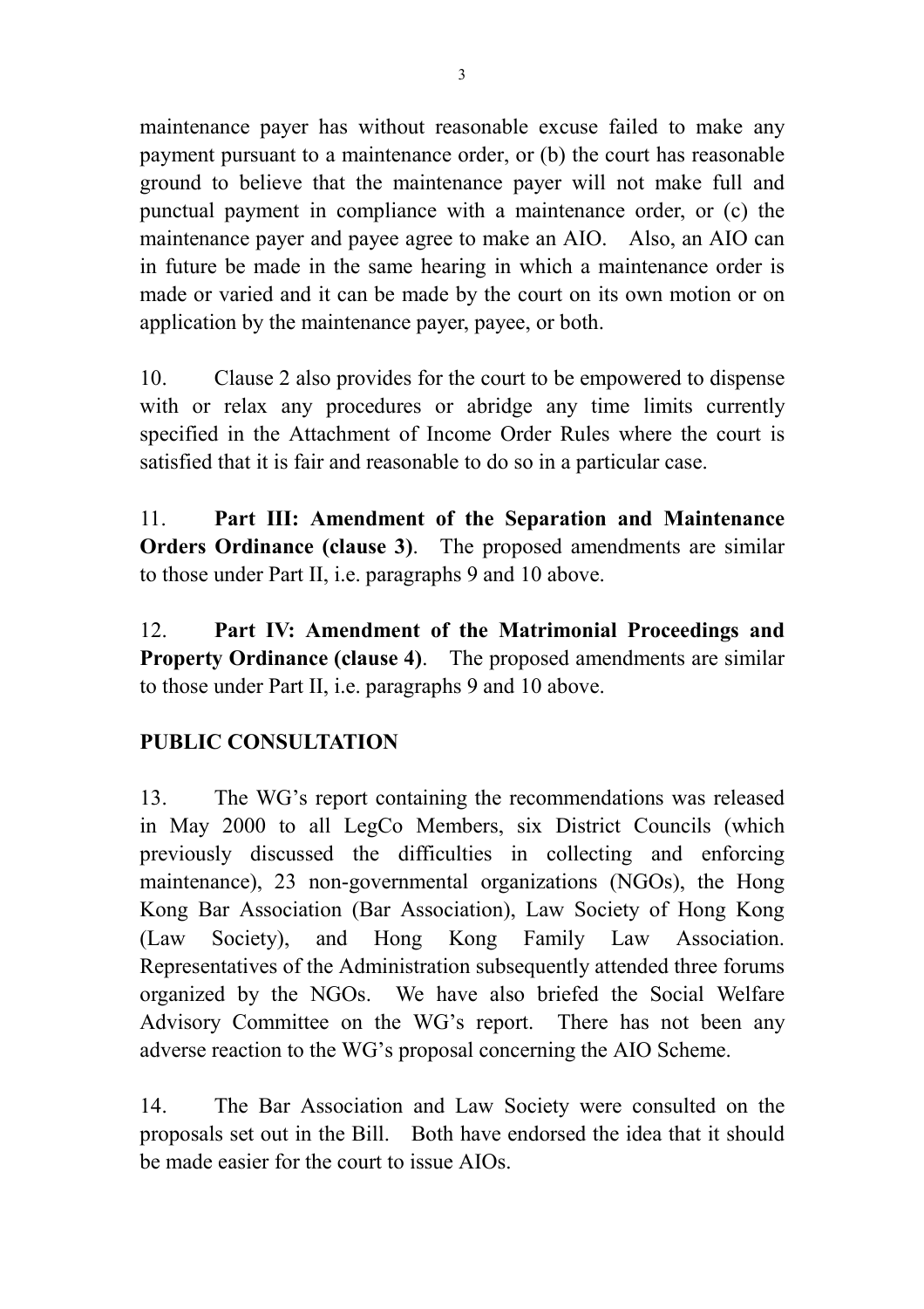maintenance payer has without reasonable excuse failed to make any payment pursuant to a maintenance order, or (b) the court has reasonable ground to believe that the maintenance payer will not make full and punctual payment in compliance with a maintenance order, or (c) the maintenance payer and payee agree to make an AIO. Also, an AIO can in future be made in the same hearing in which a maintenance order is made or varied and it can be made by the court on its own motion or on application by the maintenance payer, payee, or both.

10. Clause 2 also provides for the court to be empowered to dispense with or relax any procedures or abridge any time limits currently specified in the Attachment of Income Order Rules where the court is satisfied that it is fair and reasonable to do so in a particular case.

11. **Part III: Amendment of the Separation and Maintenance Orders Ordinance (clause 3)**. The proposed amendments are similar to those under Part II, i.e. paragraphs 9 and 10 above.

12. **Part IV: Amendment of the Matrimonial Proceedings and Property Ordinance (clause 4)**. The proposed amendments are similar to those under Part II, i.e. paragraphs 9 and 10 above.

**PUBLIC CONSULTATION**

13. The WG's report containing the recommendations was released in May 2000 to all LegCo Members, six District Councils (which previously discussed the difficulties in collecting and enforcing maintenance), 23 non-governmental organizations (NGOs), the Hong Kong Bar Association (Bar Association), Law Society of Hong Kong (Law Society), and Hong Kong Family Law Association. Representatives of the Administration subsequently attended three forums organized by the NGOs. We have also briefed the Social Welfare Advisory Committee on the WG's report. There has not been any adverse reaction to the WG's proposal concerning the AIO Scheme.

14. The Bar Association and Law Society were consulted on the proposals set out in the Bill. Both have endorsed the idea that it should be made easier for the court to issue AIOs.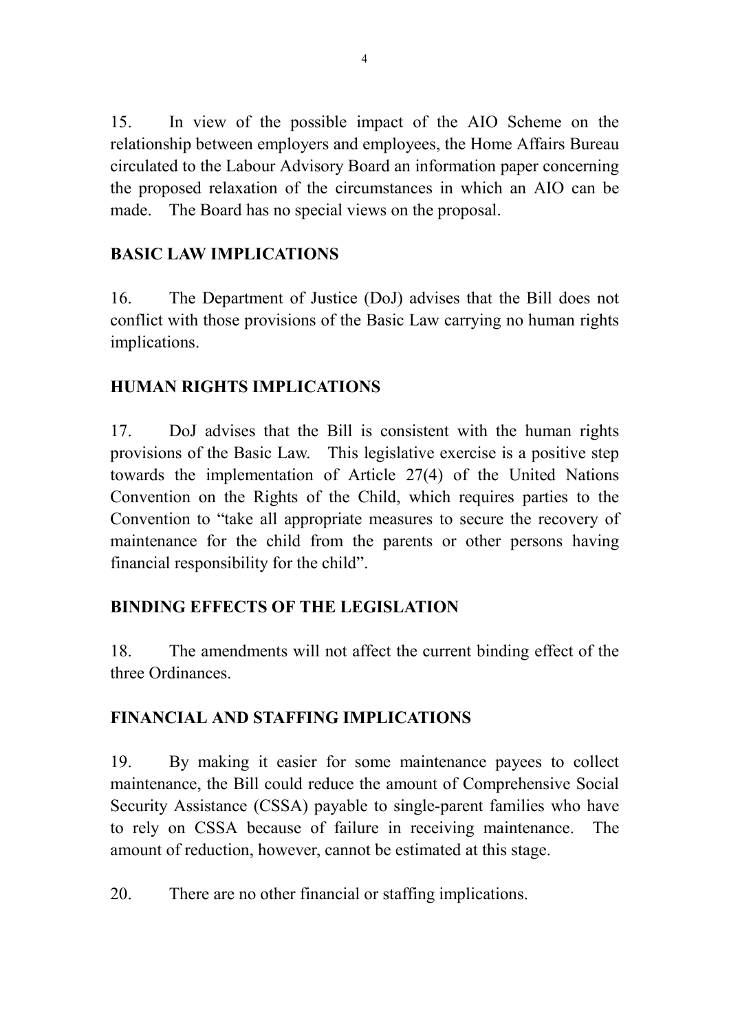15. In view of the possible impact of the AIO Scheme on the relationship between employers and employees, the Home Affairs Bureau circulated to the Labour Advisory Board an information paper concerning the proposed relaxation of the circumstances in which an AIO can be made. The Board has no special views on the proposal.

## BASIC LAW IMPLICATIONS

16. The Department of Justice (DoJ) advises that the Bill does not conflict with those provisions of the Basic Law carrying no human rights implications.

## HUMAN RIGHTS IMPLICATIONS

17. DoJ advises that the Bill is consistent with the human rights provisions of the Basic Law. This legislative exercise is a positive step towards the implementation of Article 27(4) of the United Nations Convention on the Rights of the Child, which requires parties to the Convention to "take all appropriate measures to secure the recovery of maintenance for the child from the parents or other persons having financial responsibility for the child".

## BINDING EFFECTS OF THE LEGISLATION

18. The amendments will not affect the current binding effect of the three Ordinances.

## FINANCIAL AND STAFFING IMPLICATIONS

19. By making it easier for some maintenance payees to collect maintenance, the Bill could reduce the amount of Comprehensive Social Security Assistance (CSSA) payable to single-parent families who have to rely on CSSA because of failure in receiving maintenance. The amount of reduction, however, cannot be estimated at this stage.

20. There are no other financial or staffing implications.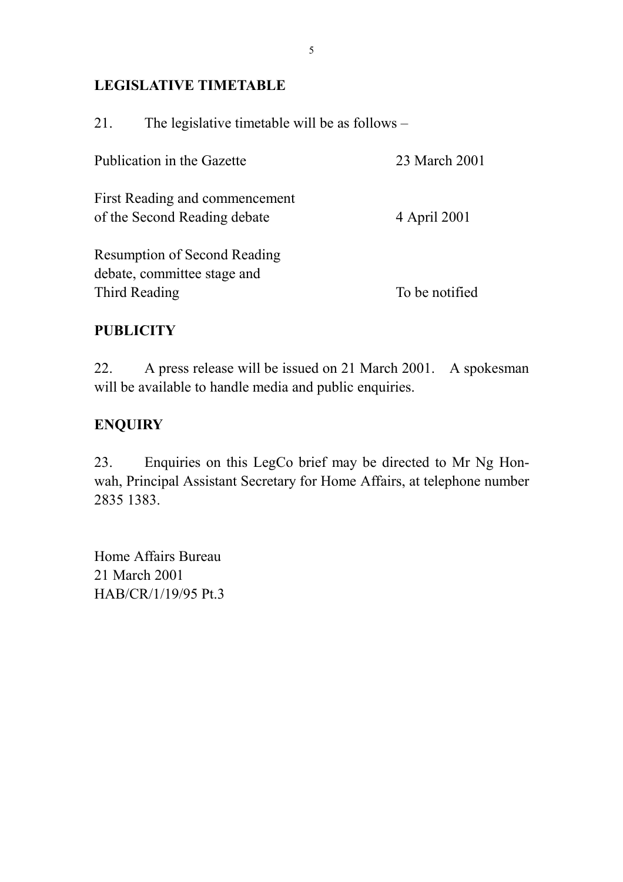## LEGISLATIVE TIMETABLE

21. The legislative timetable will be as follows –

| | |
|---|---|
| Publication in the Gazette | 23 March 2001 |
| First Reading and commencement of the Second Reading debate | 4 April 2001 |
| Resumption of Second Reading debate, committee stage and Third Reading | To be notified |

## PUBLICITY

22. A press release will be issued on 21 March 2001. A spokesman will be available to handle media and public enquiries.

## ENQUIRY

23. Enquiries on this LegCo brief may be directed to Mr Ng Hon-wah, Principal Assistant Secretary for Home Affairs, at telephone number 2835 1383.

Home Affairs Bureau
21 March 2001
HAB/CR/1/19/95 Pt.3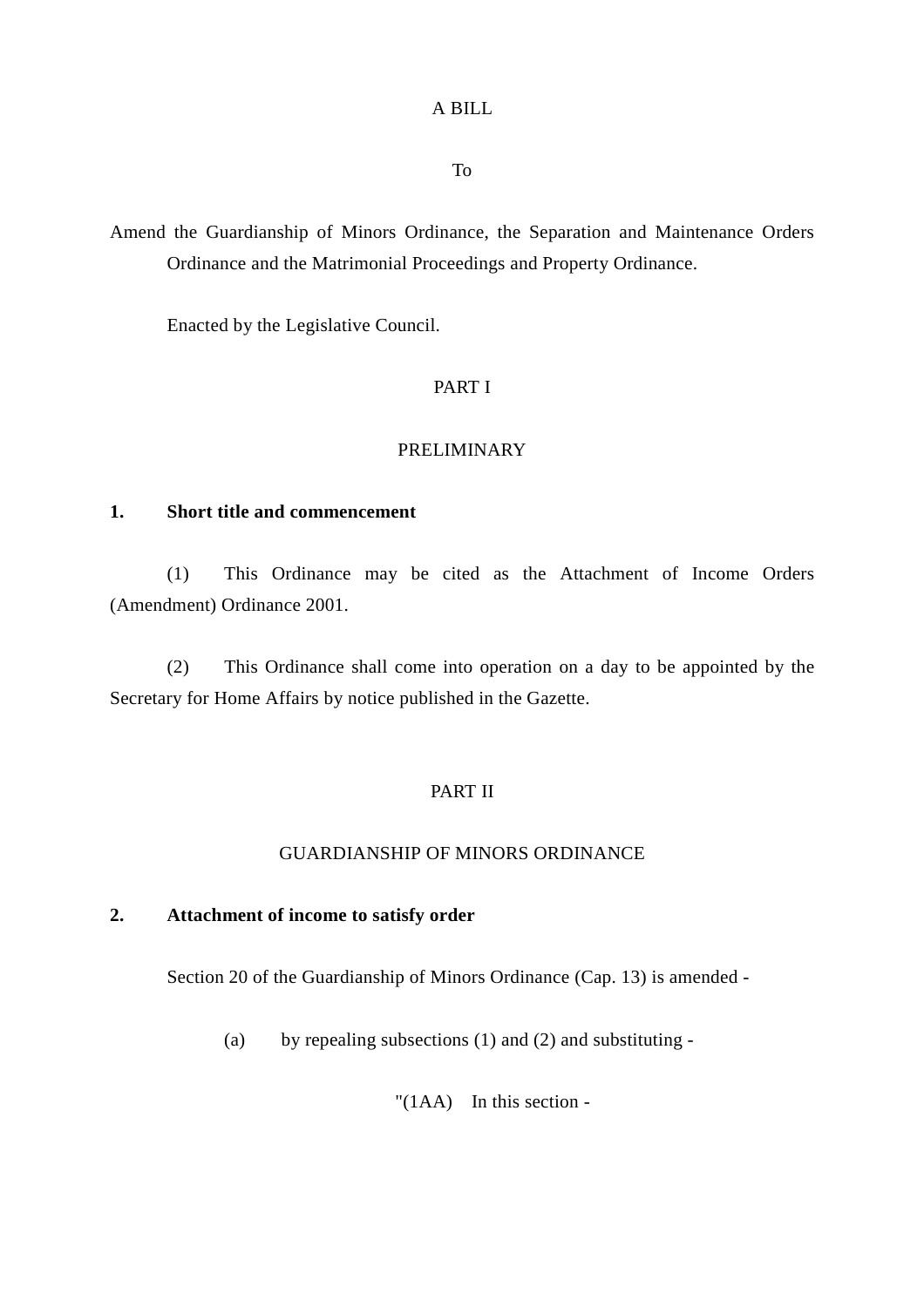A BILL

To

Amend the Guardianship of Minors Ordinance, the Separation and Maintenance Orders Ordinance and the Matrimonial Proceedings and Property Ordinance.

Enacted by the Legislative Council.

PART I

PRELIMINARY

**1. Short title and commencement**

(1) This Ordinance may be cited as the Attachment of Income Orders (Amendment) Ordinance 2001.

(2) This Ordinance shall come into operation on a day to be appointed by the Secretary for Home Affairs by notice published in the Gazette.

PART II

GUARDIANSHIP OF MINORS ORDINANCE

**2. Attachment of income to satisfy order**

Section 20 of the Guardianship of Minors Ordinance (Cap. 13) is amended -

(a) by repealing subsections (1) and (2) and substituting -

"(1AA) In this section -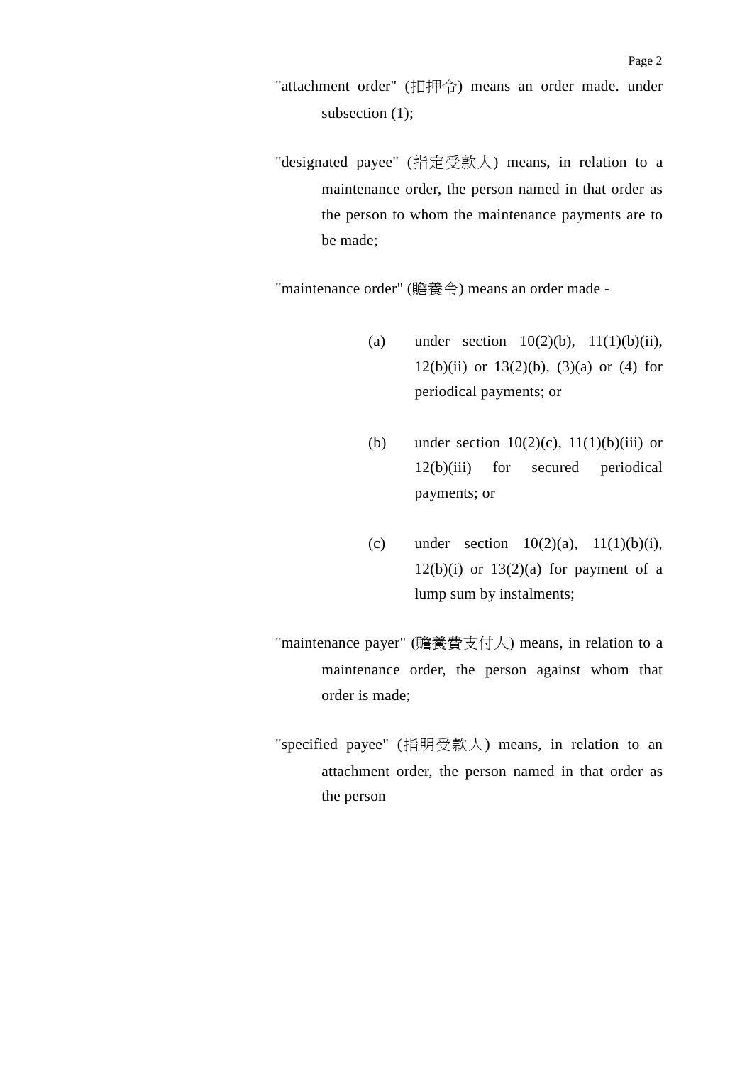"attachment order" (扣押令) means an order made. under subsection (1);

"designated payee" (指定受款人) means, in relation to a maintenance order, the person named in that order as the person to whom the maintenance payments are to be made;

"maintenance order" (贍養令) means an order made -

(a) under section 10(2)(b), 11(1)(b)(ii), 12(b)(ii) or 13(2)(b), (3)(a) or (4) for periodical payments; or

(b) under section 10(2)(c), 11(1)(b)(iii) or 12(b)(iii) for secured periodical payments; or

(c) under section 10(2)(a), 11(1)(b)(i), 12(b)(i) or 13(2)(a) for payment of a lump sum by instalments;

"maintenance payer" (贍養費支付人) means, in relation to a maintenance order, the person against whom that order is made;

"specified payee" (指明受款人) means, in relation to an attachment order, the person named in that order as the person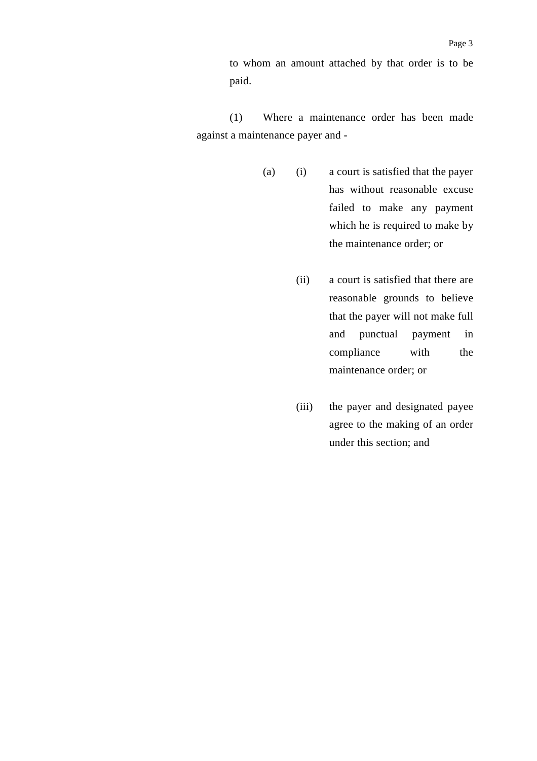to whom an amount attached by that order is to be paid.

(1) Where a maintenance order has been made against a maintenance payer and -

(a) (i) a court is satisfied that the payer has without reasonable excuse failed to make any payment which he is required to make by the maintenance order; or

(ii) a court is satisfied that there are reasonable grounds to believe that the payer will not make full and punctual payment in compliance with the maintenance order; or

(iii) the payer and designated payee agree to the making of an order under this section; and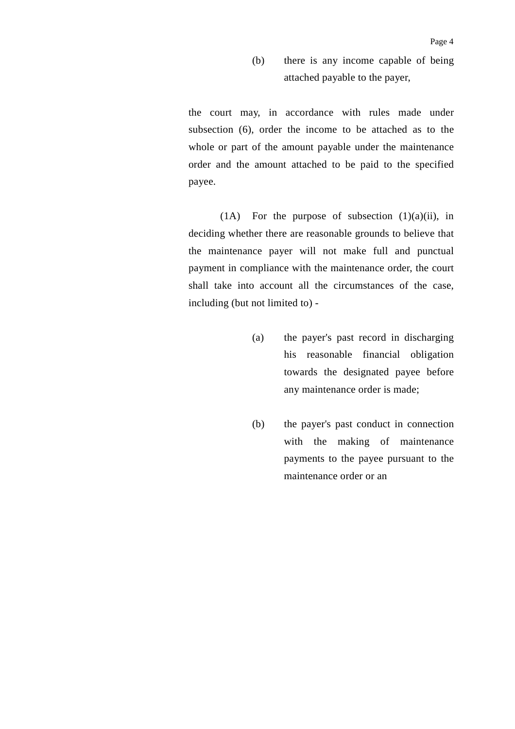(b) there is any income capable of being attached payable to the payer,

the court may, in accordance with rules made under subsection (6), order the income to be attached as to the whole or part of the amount payable under the maintenance order and the amount attached to be paid to the specified payee.

(1A) For the purpose of subsection (1)(a)(ii), in deciding whether there are reasonable grounds to believe that the maintenance payer will not make full and punctual payment in compliance with the maintenance order, the court shall take into account all the circumstances of the case, including (but not limited to) -

(a) the payer's past record in discharging his reasonable financial obligation towards the designated payee before any maintenance order is made;

(b) the payer's past conduct in connection with the making of maintenance payments to the payee pursuant to the maintenance order or an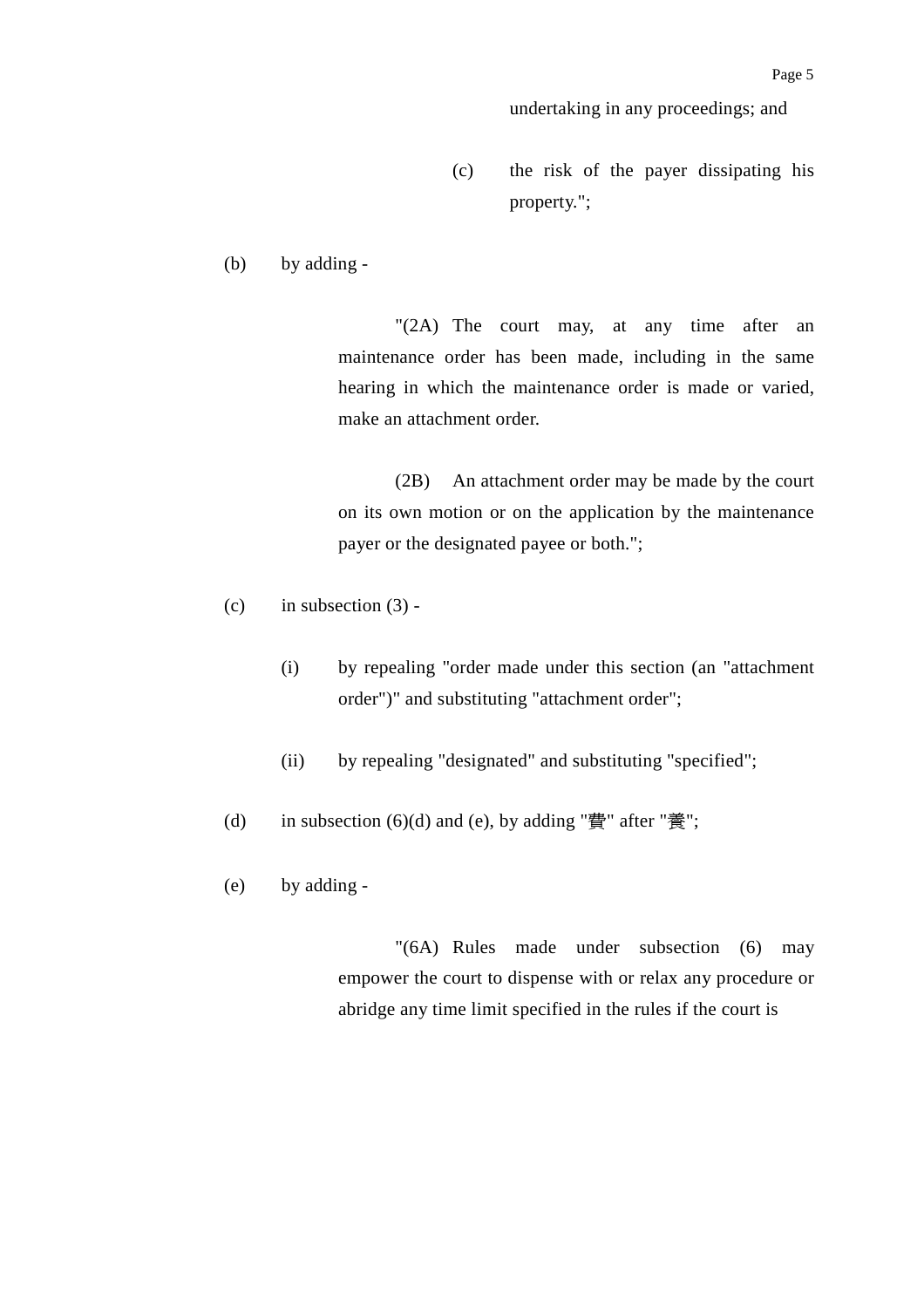undertaking in any proceedings; and

(c) the risk of the payer dissipating his property.";

(b) by adding -

"(2A) The court may, at any time after an maintenance order has been made, including in the same hearing in which the maintenance order is made or varied, make an attachment order.

(2B) An attachment order may be made by the court on its own motion or on the application by the maintenance payer or the designated payee or both.";

(c) in subsection (3) -

(i) by repealing "order made under this section (an "attachment order")" and substituting "attachment order";

(ii) by repealing "designated" and substituting "specified";

(d) in subsection (6)(d) and (e), by adding "費" after "養";

(e) by adding -

"(6A) Rules made under subsection (6) may empower the court to dispense with or relax any procedure or abridge any time limit specified in the rules if the court is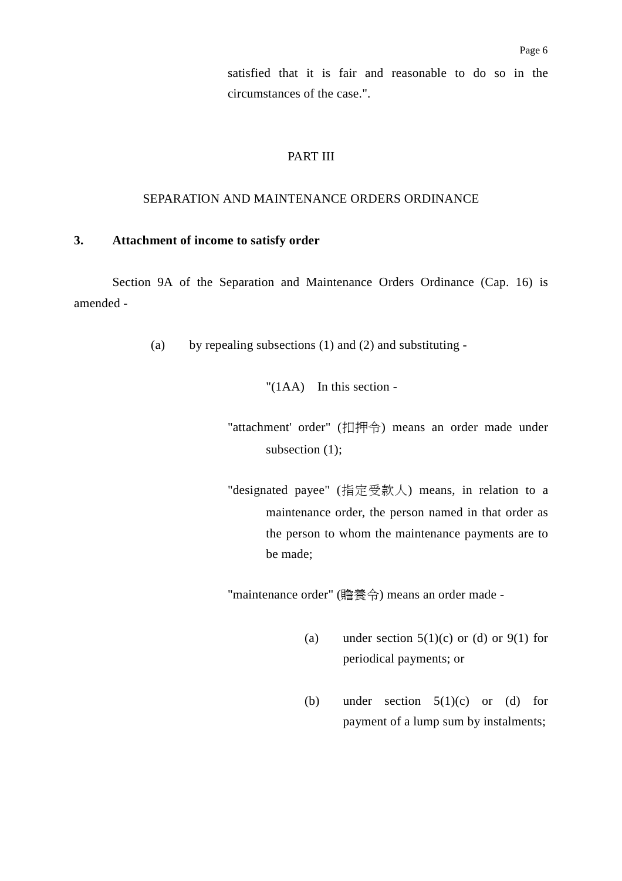satisfied that it is fair and reasonable to do so in the circumstances of the case.".

PART III

SEPARATION AND MAINTENANCE ORDERS ORDINANCE

**3. Attachment of income to satisfy order**

Section 9A of the Separation and Maintenance Orders Ordinance (Cap. 16) is amended -

(a) by repealing subsections (1) and (2) and substituting -

"(1AA) In this section -

"attachment' order" (扣押令) means an order made under subsection (1);

"designated payee" (指定受款人) means, in relation to a maintenance order, the person named in that order as the person to whom the maintenance payments are to be made;

"maintenance order" (贍養令) means an order made -

(a) under section 5(1)(c) or (d) or 9(1) for periodical payments; or

(b) under section 5(1)(c) or (d) for payment of a lump sum by instalments;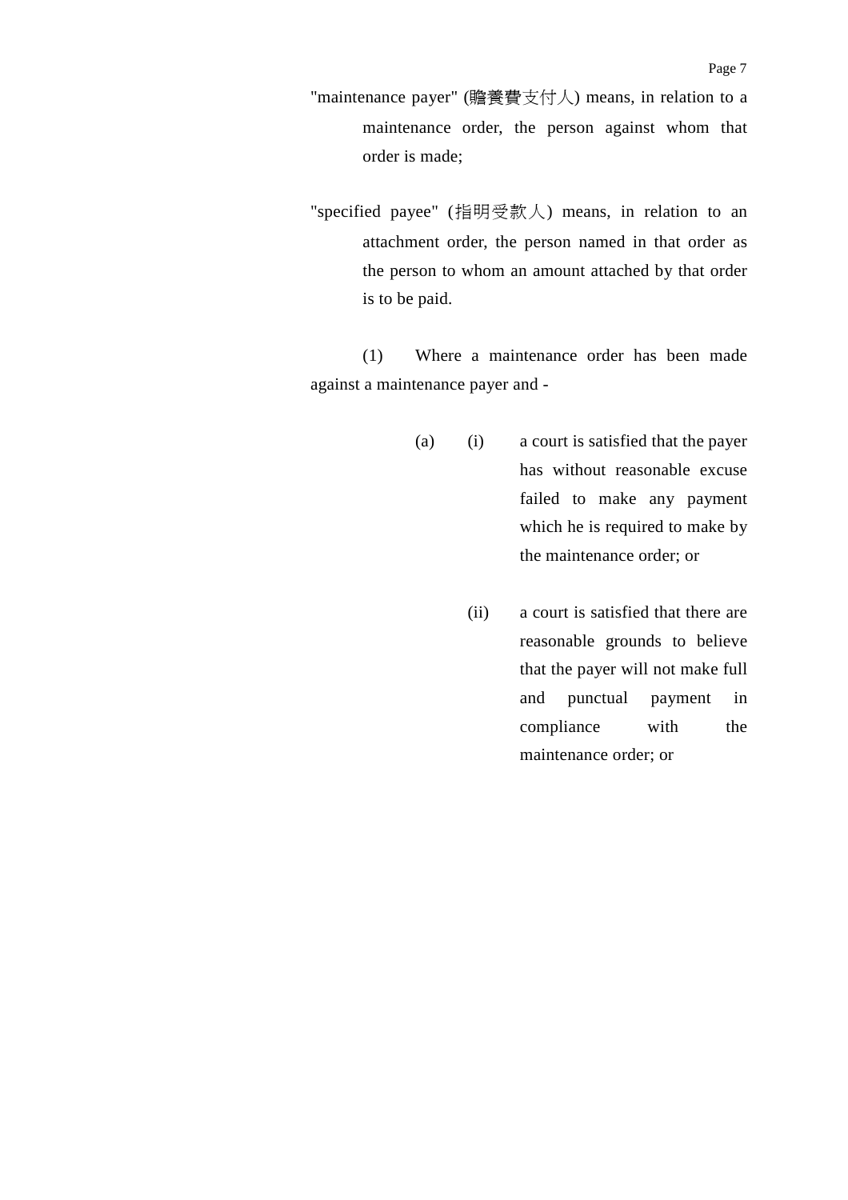"maintenance payer" (贍養費支付人) means, in relation to a maintenance order, the person against whom that order is made;

"specified payee" (指明受款人) means, in relation to an attachment order, the person named in that order as the person to whom an amount attached by that order is to be paid.

(1) Where a maintenance order has been made against a maintenance payer and -

(a) (i) a court is satisfied that the payer has without reasonable excuse failed to make any payment which he is required to make by the maintenance order; or

(ii) a court is satisfied that there are reasonable grounds to believe that the payer will not make full and punctual payment in compliance with the maintenance order; or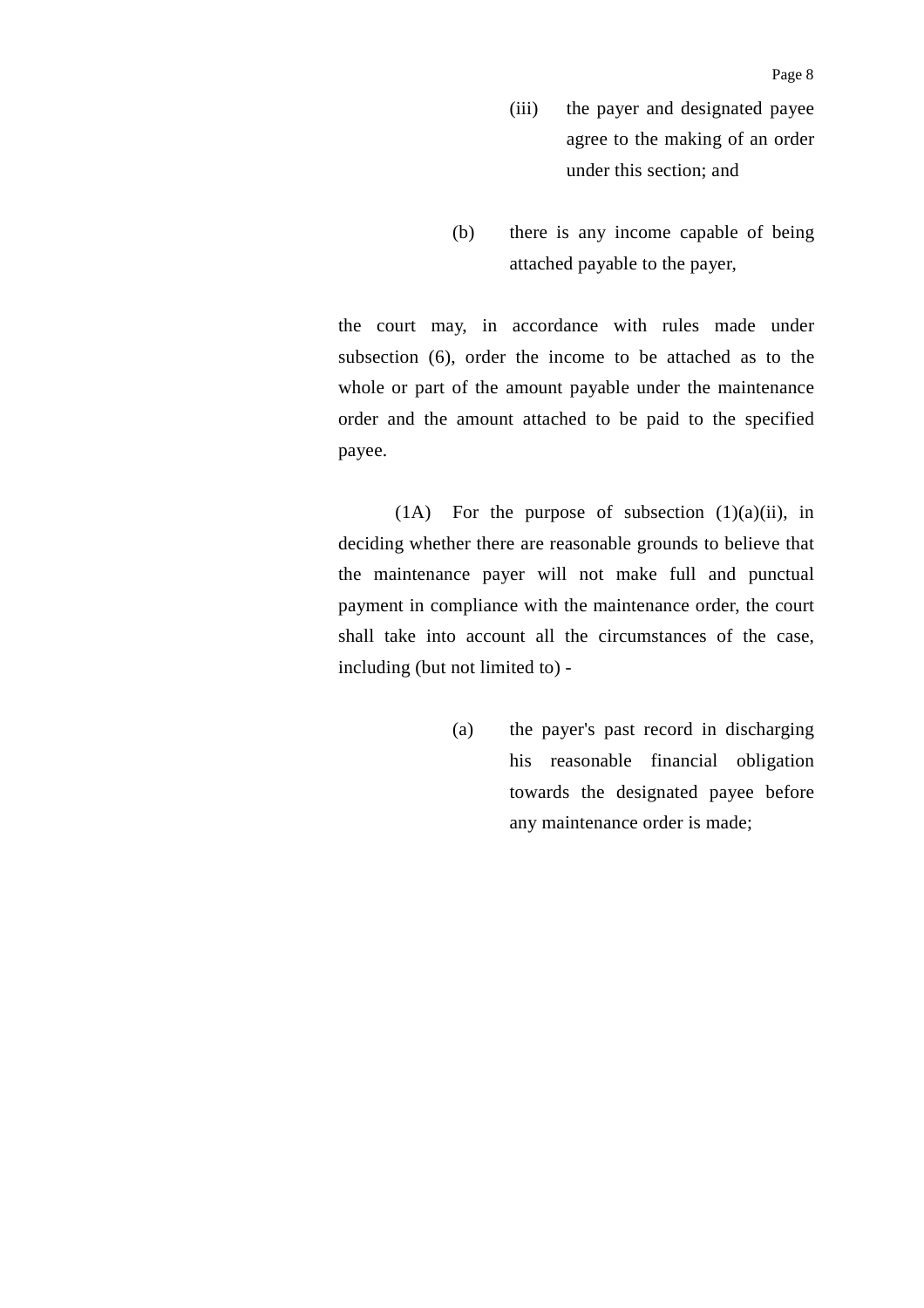(iii) the payer and designated payee agree to the making of an order under this section; and

(b) there is any income capable of being attached payable to the payer,

the court may, in accordance with rules made under subsection (6), order the income to be attached as to the whole or part of the amount payable under the maintenance order and the amount attached to be paid to the specified payee.

(1A) For the purpose of subsection (1)(a)(ii), in deciding whether there are reasonable grounds to believe that the maintenance payer will not make full and punctual payment in compliance with the maintenance order, the court shall take into account all the circumstances of the case, including (but not limited to) -

(a) the payer's past record in discharging his reasonable financial obligation towards the designated payee before any maintenance order is made;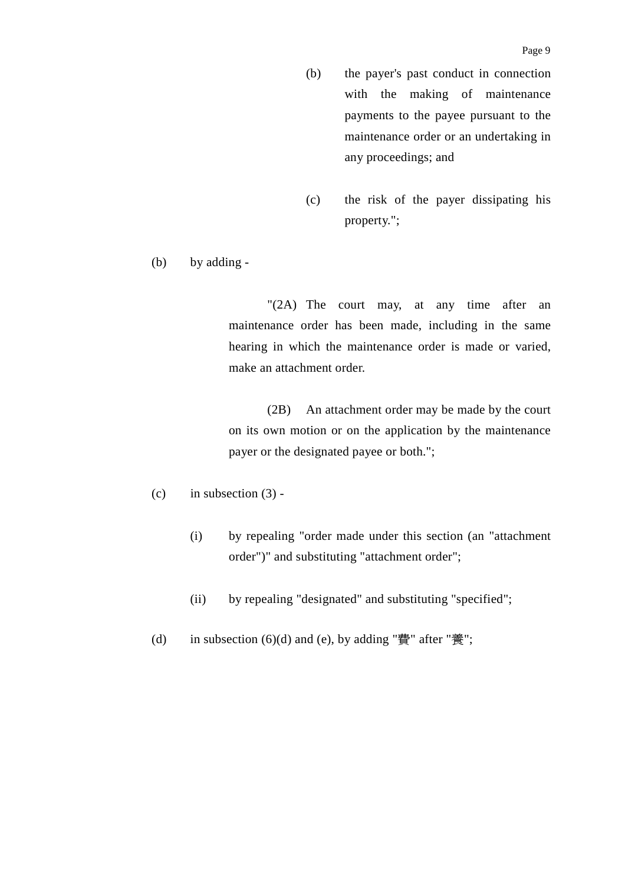(b) the payer's past conduct in connection with the making of maintenance payments to the payee pursuant to the maintenance order or an undertaking in any proceedings; and

(c) the risk of the payer dissipating his property.";

(b) by adding -

"(2A) The court may, at any time after an maintenance order has been made, including in the same hearing in which the maintenance order is made or varied, make an attachment order.

(2B) An attachment order may be made by the court on its own motion or on the application by the maintenance payer or the designated payee or both.";

(c) in subsection (3) -

(i) by repealing "order made under this section (an "attachment order")" and substituting "attachment order";

(ii) by repealing "designated" and substituting "specified";

(d) in subsection (6)(d) and (e), by adding "費" after "養";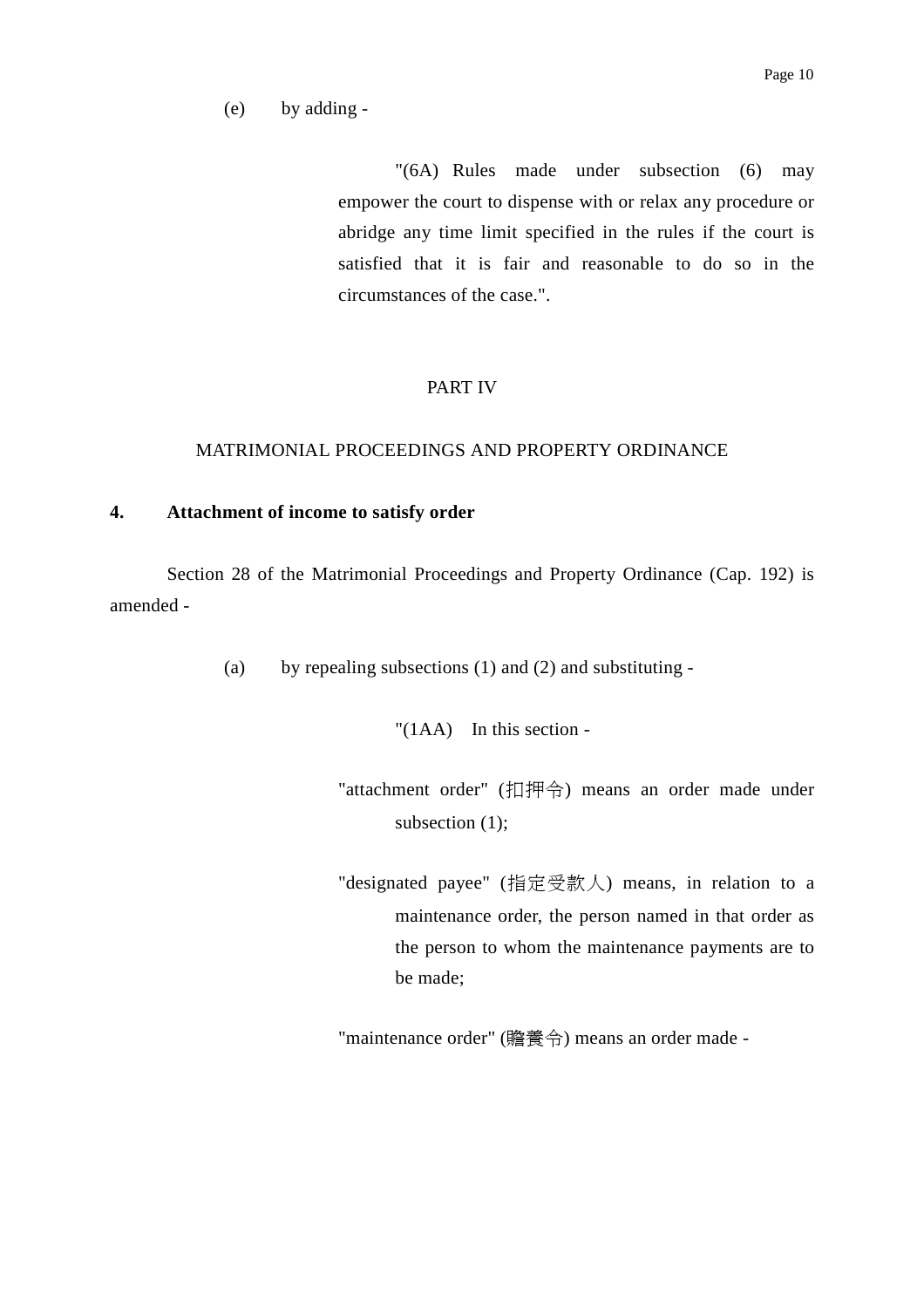(e) by adding -

> "(6A) Rules made under subsection (6) may empower the court to dispense with or relax any procedure or abridge any time limit specified in the rules if the court is satisfied that it is fair and reasonable to do so in the circumstances of the case.".

PART IV

MATRIMONIAL PROCEEDINGS AND PROPERTY ORDINANCE

**4. Attachment of income to satisfy order**

Section 28 of the Matrimonial Proceedings and Property Ordinance (Cap. 192) is amended -

(a) by repealing subsections (1) and (2) and substituting -

> "(1AA) In this section -
>
> "attachment order" (扣押令) means an order made under subsection (1);
>
> "designated payee" (指定受款人) means, in relation to a maintenance order, the person named in that order as the person to whom the maintenance payments are to be made;
>
> "maintenance order" (贍養令) means an order made -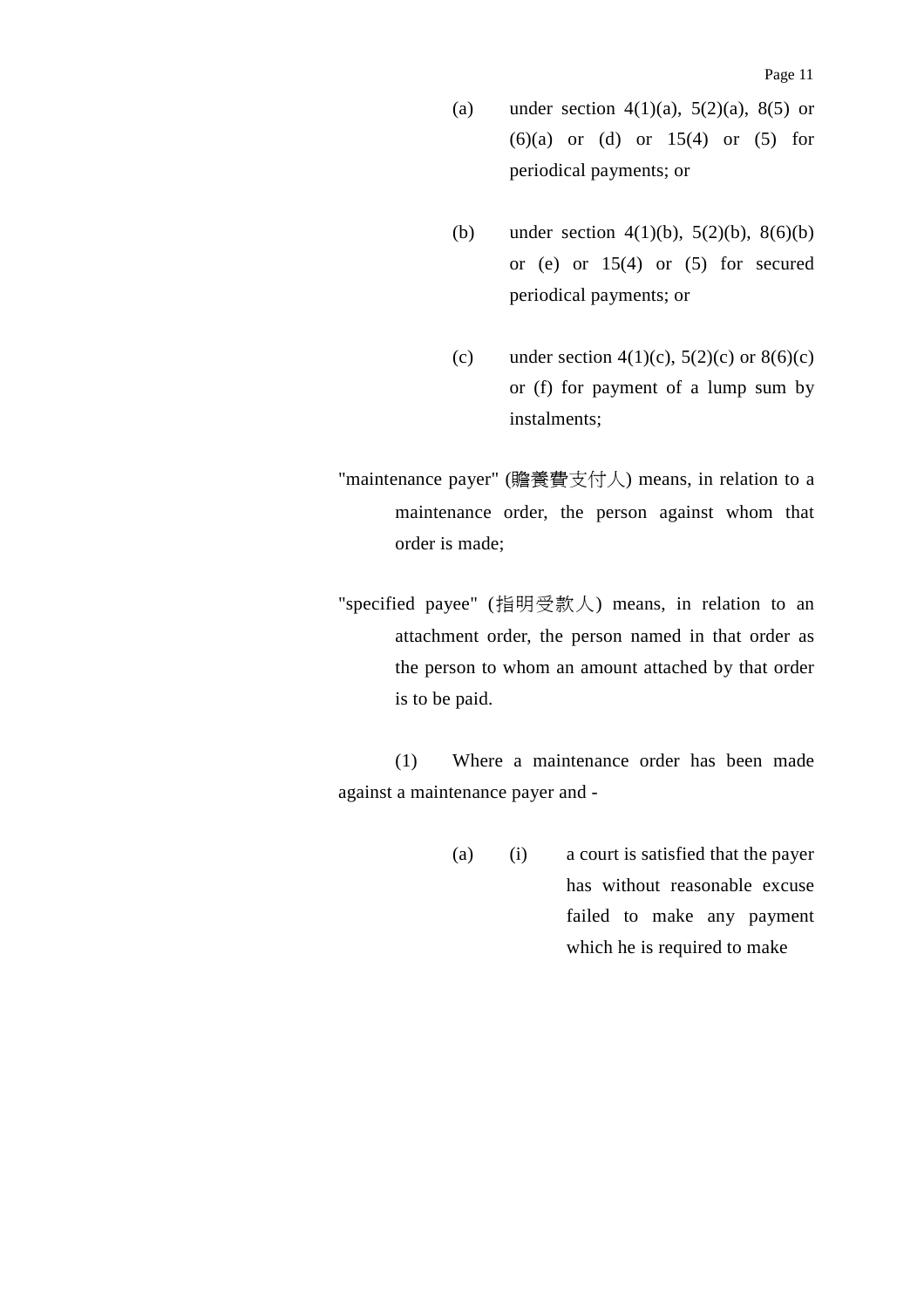(a) under section 4(1)(a), 5(2)(a), 8(5) or (6)(a) or (d) or 15(4) or (5) for periodical payments; or

(b) under section 4(1)(b), 5(2)(b), 8(6)(b) or (e) or 15(4) or (5) for secured periodical payments; or

(c) under section 4(1)(c), 5(2)(c) or 8(6)(c) or (f) for payment of a lump sum by instalments;

"maintenance payer" (贍養費支付人) means, in relation to a maintenance order, the person against whom that order is made;

"specified payee" (指明受款人) means, in relation to an attachment order, the person named in that order as the person to whom an amount attached by that order is to be paid.

(1) Where a maintenance order has been made against a maintenance payer and -

(a) (i) a court is satisfied that the payer has without reasonable excuse failed to make any payment which he is required to make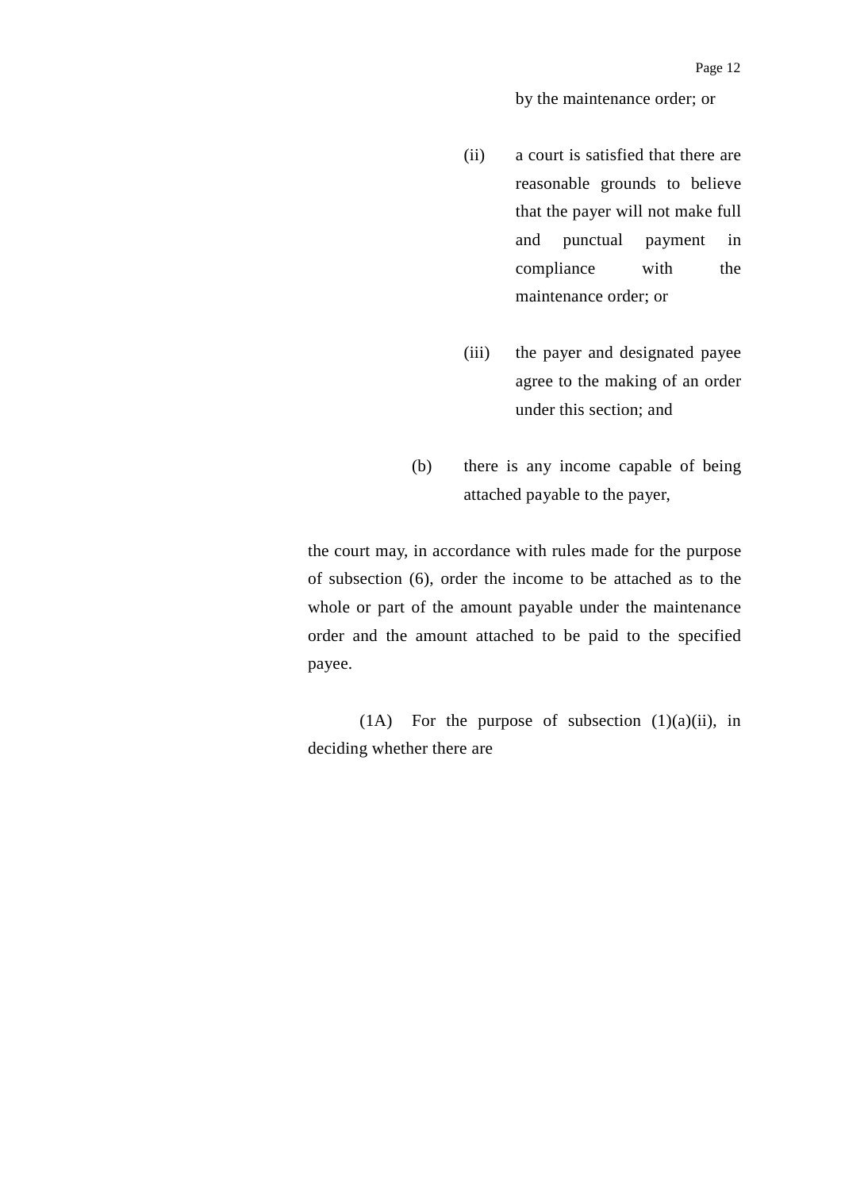by the maintenance order; or

(ii) a court is satisfied that there are reasonable grounds to believe that the payer will not make full and punctual payment in compliance with the maintenance order; or

(iii) the payer and designated payee agree to the making of an order under this section; and

(b) there is any income capable of being attached payable to the payer,

the court may, in accordance with rules made for the purpose of subsection (6), order the income to be attached as to the whole or part of the amount payable under the maintenance order and the amount attached to be paid to the specified payee.

(1A) For the purpose of subsection (1)(a)(ii), in deciding whether there are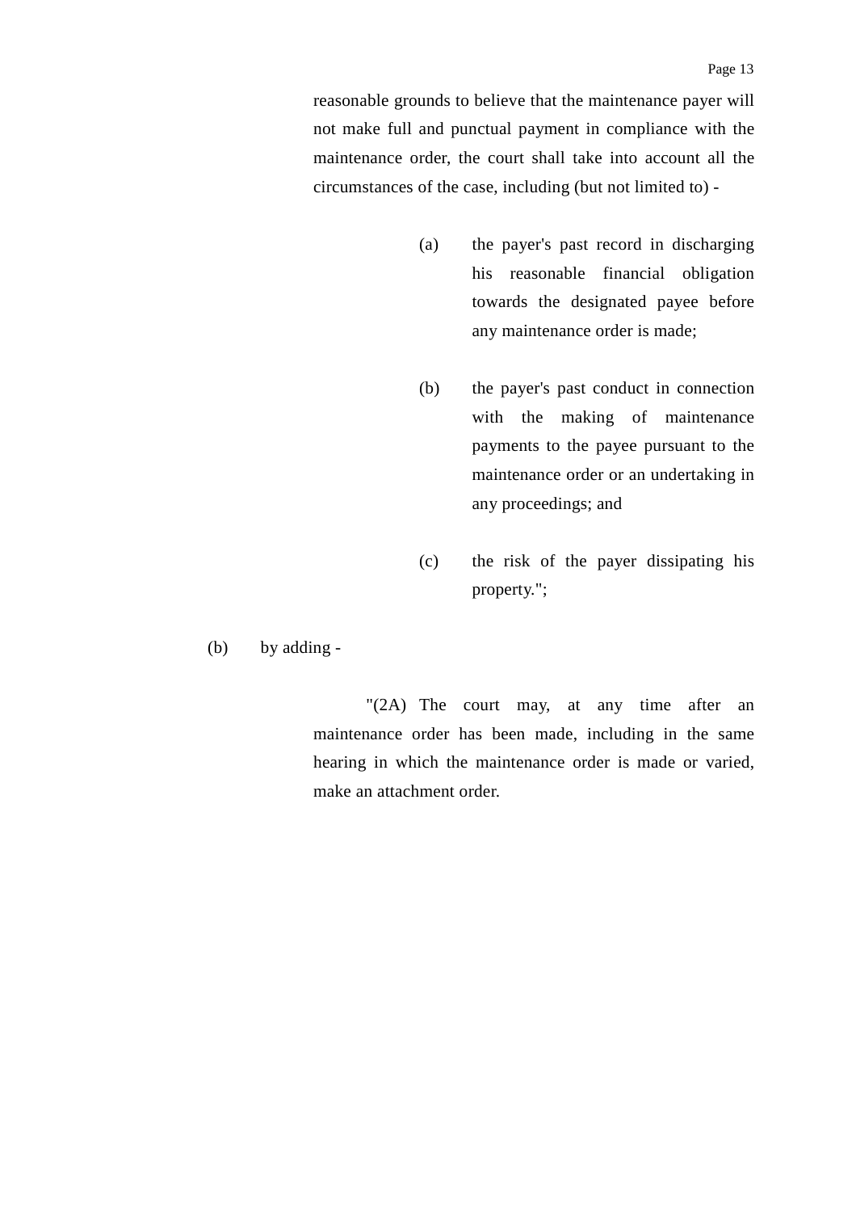reasonable grounds to believe that the maintenance payer will not make full and punctual payment in compliance with the maintenance order, the court shall take into account all the circumstances of the case, including (but not limited to) -

(a) the payer's past record in discharging his reasonable financial obligation towards the designated payee before any maintenance order is made;

(b) the payer's past conduct in connection with the making of maintenance payments to the payee pursuant to the maintenance order or an undertaking in any proceedings; and

(c) the risk of the payer dissipating his property.";

(b) by adding -

"(2A) The court may, at any time after an maintenance order has been made, including in the same hearing in which the maintenance order is made or varied, make an attachment order.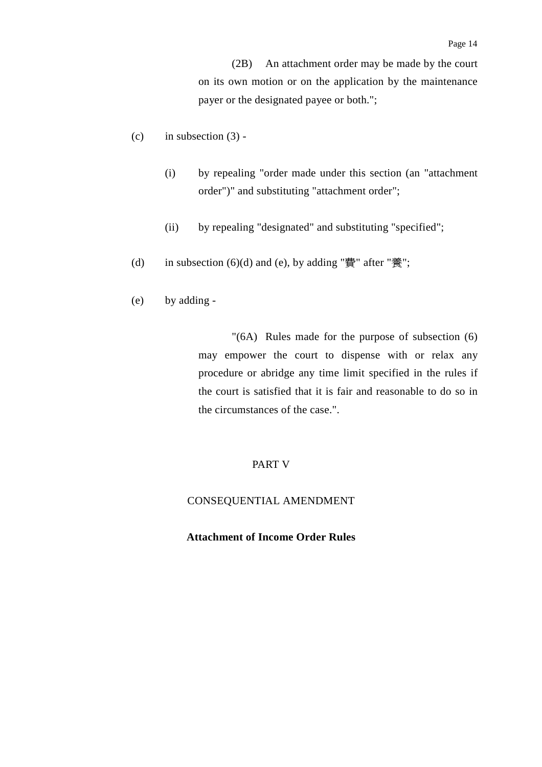(2B) An attachment order may be made by the court on its own motion or on the application by the maintenance payer or the designated payee or both.";

(c) in subsection (3) -

(i) by repealing "order made under this section (an "attachment order")" and substituting "attachment order";

(ii) by repealing "designated" and substituting "specified";

(d) in subsection (6)(d) and (e), by adding "費" after "養";

(e) by adding -

"(6A) Rules made for the purpose of subsection (6) may empower the court to dispense with or relax any procedure or abridge any time limit specified in the rules if the court is satisfied that it is fair and reasonable to do so in the circumstances of the case.".

PART V

CONSEQUENTIAL AMENDMENT

**Attachment of Income Order Rules**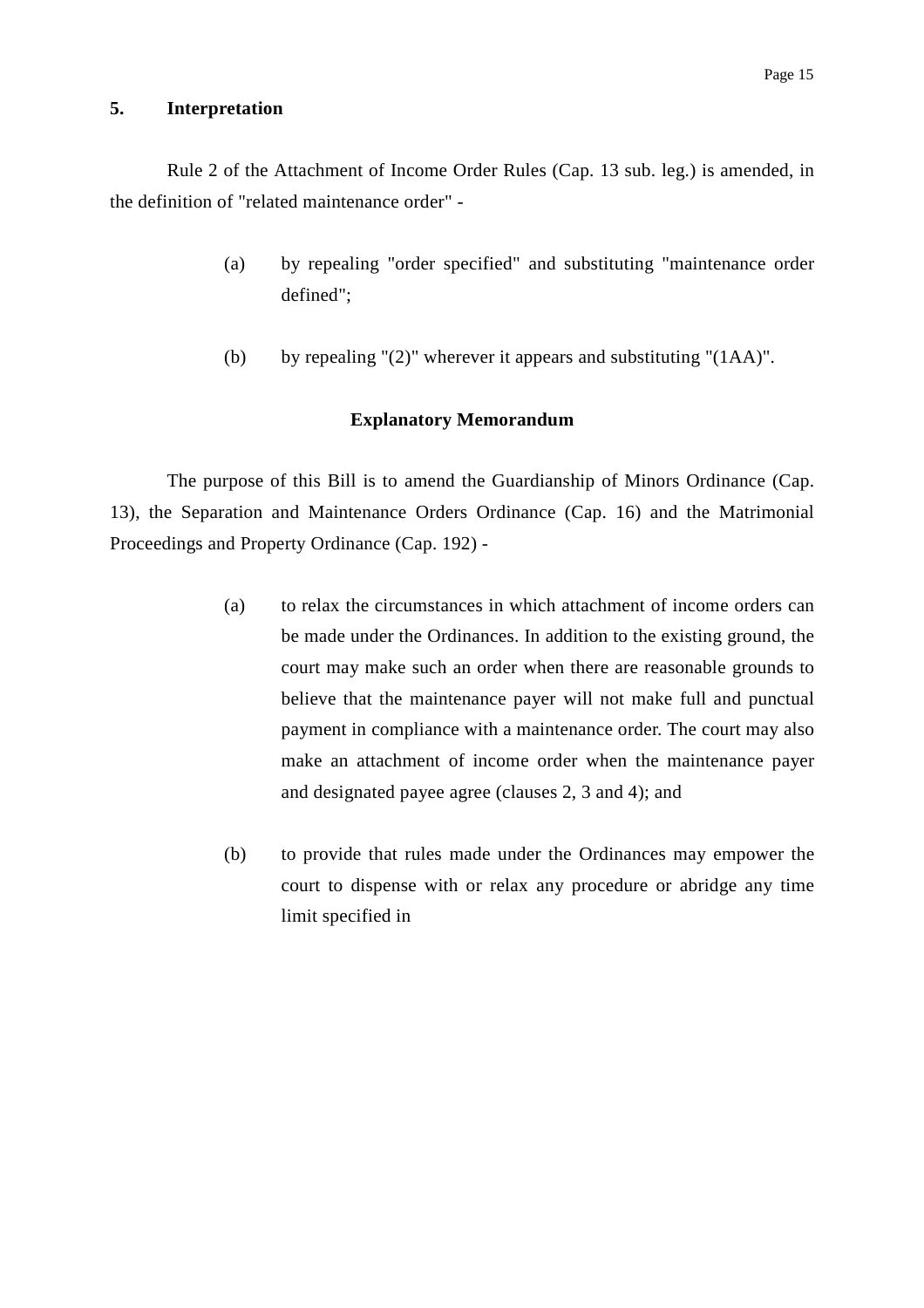## 5. Interpretation

Rule 2 of the Attachment of Income Order Rules (Cap. 13 sub. leg.) is amended, in the definition of "related maintenance order" -

(a) by repealing "order specified" and substituting "maintenance order defined";

(b) by repealing "(2)" wherever it appears and substituting "(1AA)".

**Explanatory Memorandum**

The purpose of this Bill is to amend the Guardianship of Minors Ordinance (Cap. 13), the Separation and Maintenance Orders Ordinance (Cap. 16) and the Matrimonial Proceedings and Property Ordinance (Cap. 192) -

(a) to relax the circumstances in which attachment of income orders can be made under the Ordinances. In addition to the existing ground, the court may make such an order when there are reasonable grounds to believe that the maintenance payer will not make full and punctual payment in compliance with a maintenance order. The court may also make an attachment of income order when the maintenance payer and designated payee agree (clauses 2, 3 and 4); and

(b) to provide that rules made under the Ordinances may empower the court to dispense with or relax any procedure or abridge any time limit specified in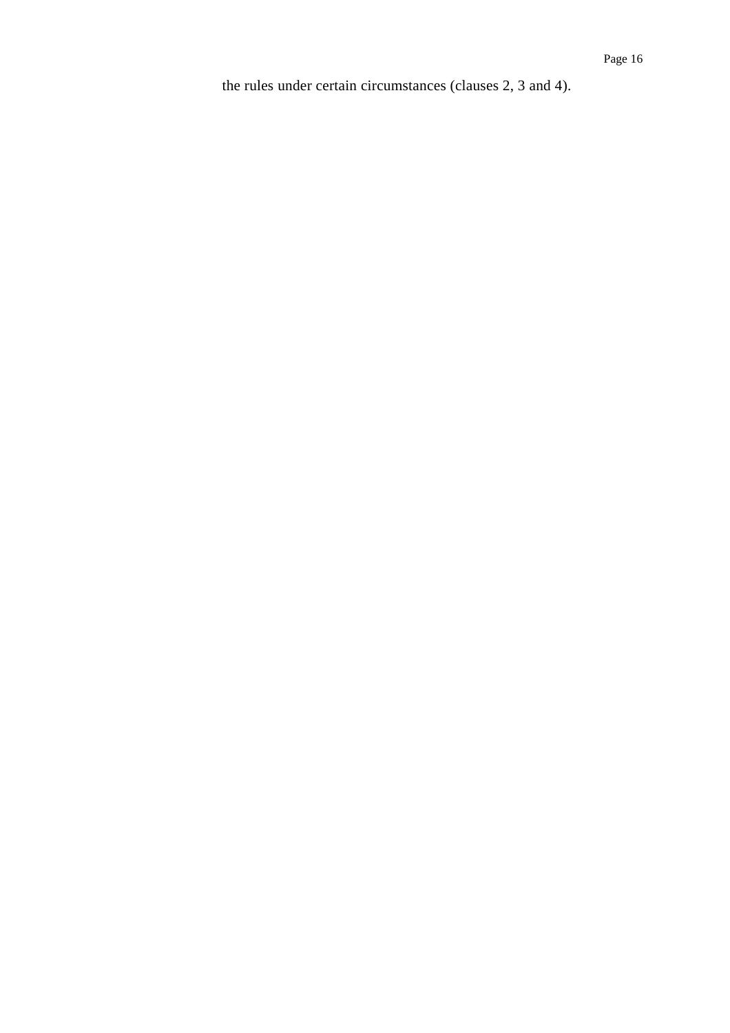the rules under certain circumstances (clauses 2, 3 and 4).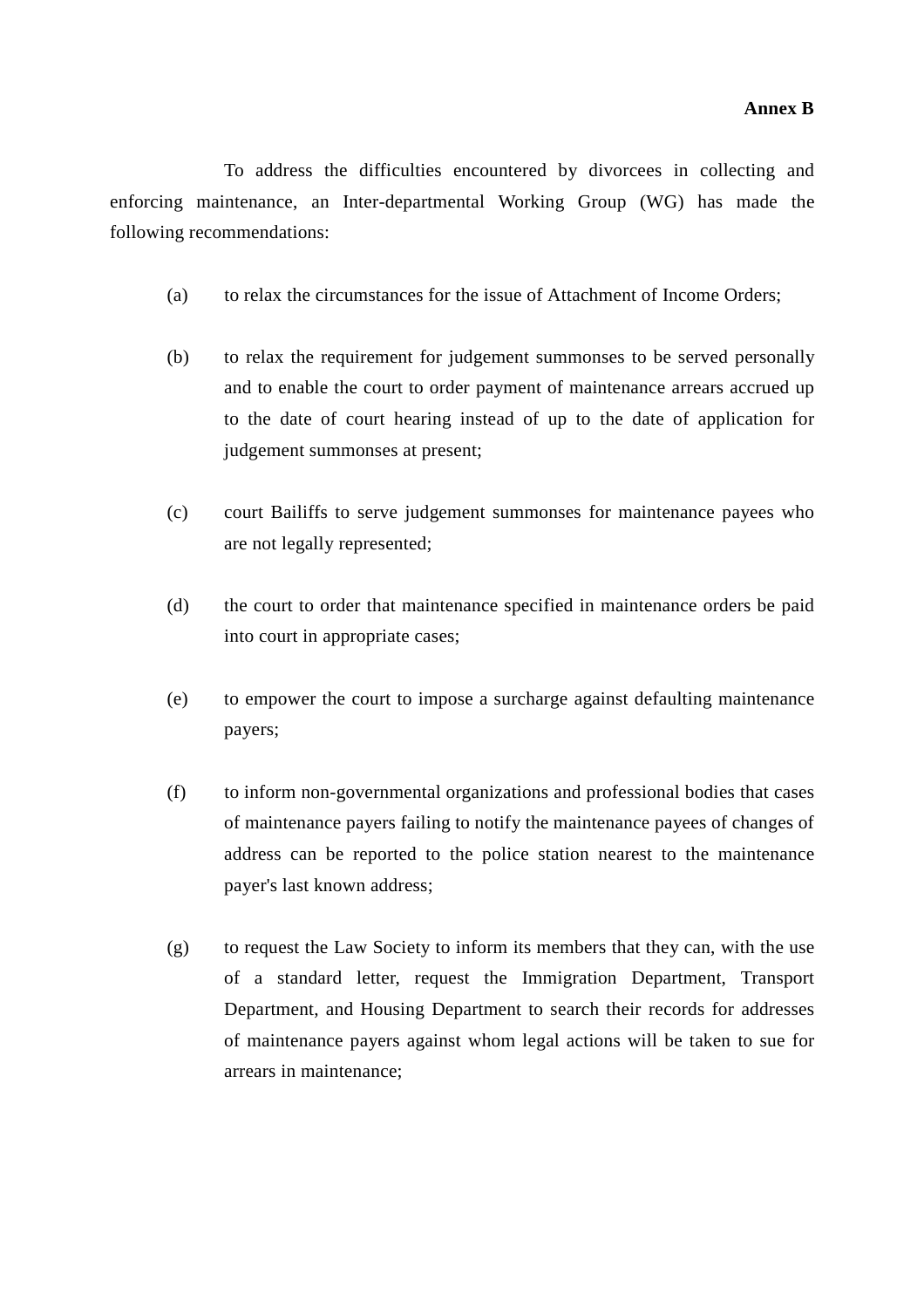**Annex B**

To address the difficulties encountered by divorcees in collecting and enforcing maintenance, an Inter-departmental Working Group (WG) has made the following recommendations:

(a) to relax the circumstances for the issue of Attachment of Income Orders;

(b) to relax the requirement for judgement summonses to be served personally and to enable the court to order payment of maintenance arrears accrued up to the date of court hearing instead of up to the date of application for judgement summonses at present;

(c) court Bailiffs to serve judgement summonses for maintenance payees who are not legally represented;

(d) the court to order that maintenance specified in maintenance orders be paid into court in appropriate cases;

(e) to empower the court to impose a surcharge against defaulting maintenance payers;

(f) to inform non-governmental organizations and professional bodies that cases of maintenance payers failing to notify the maintenance payees of changes of address can be reported to the police station nearest to the maintenance payer's last known address;

(g) to request the Law Society to inform its members that they can, with the use of a standard letter, request the Immigration Department, Transport Department, and Housing Department to search their records for addresses of maintenance payers against whom legal actions will be taken to sue for arrears in maintenance;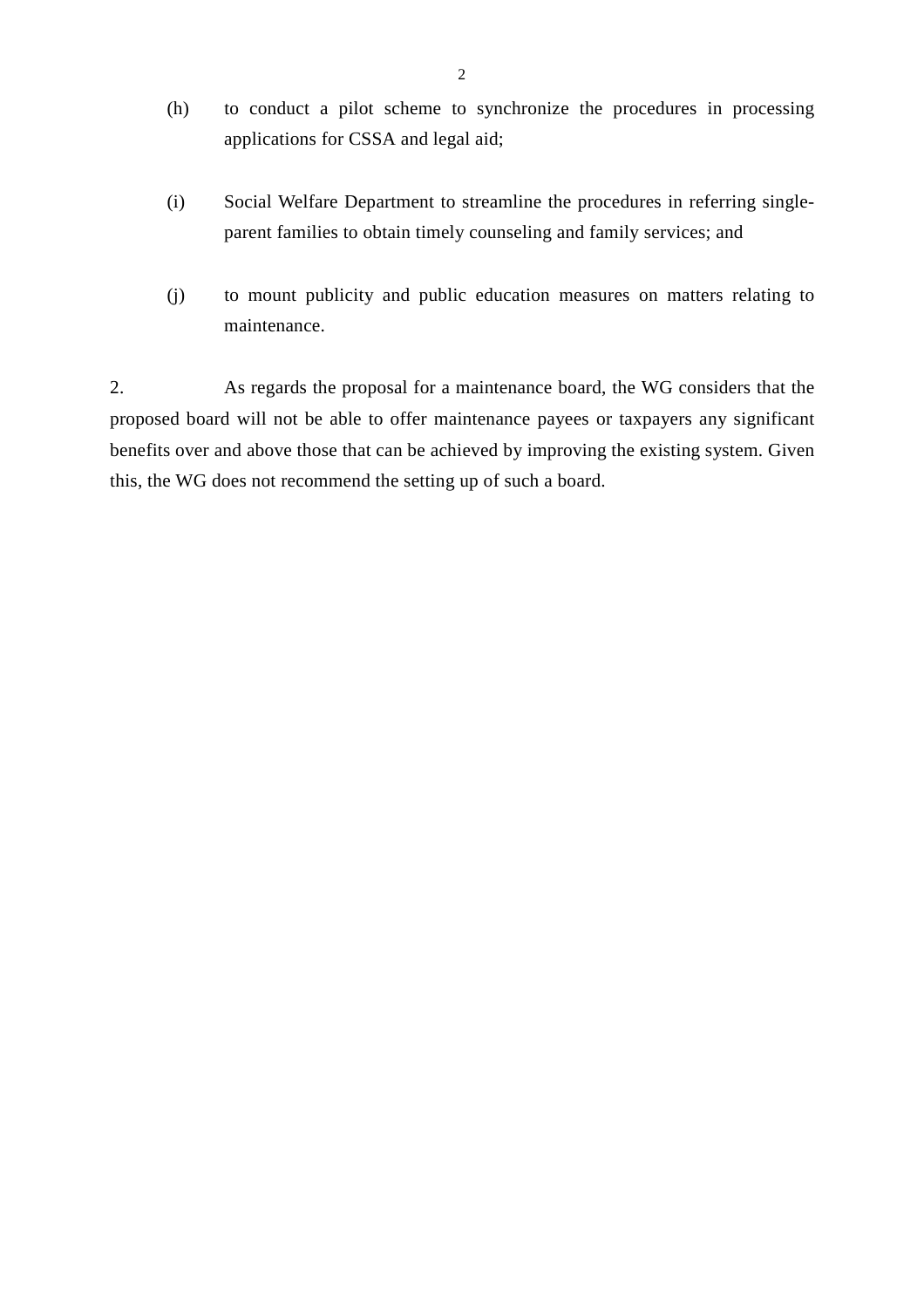(h) to conduct a pilot scheme to synchronize the procedures in processing applications for CSSA and legal aid;

(i) Social Welfare Department to streamline the procedures in referring single-parent families to obtain timely counseling and family services; and

(j) to mount publicity and public education measures on matters relating to maintenance.

2. As regards the proposal for a maintenance board, the WG considers that the proposed board will not be able to offer maintenance payees or taxpayers any significant benefits over and above those that can be achieved by improving the existing system. Given this, the WG does not recommend the setting up of such a board.